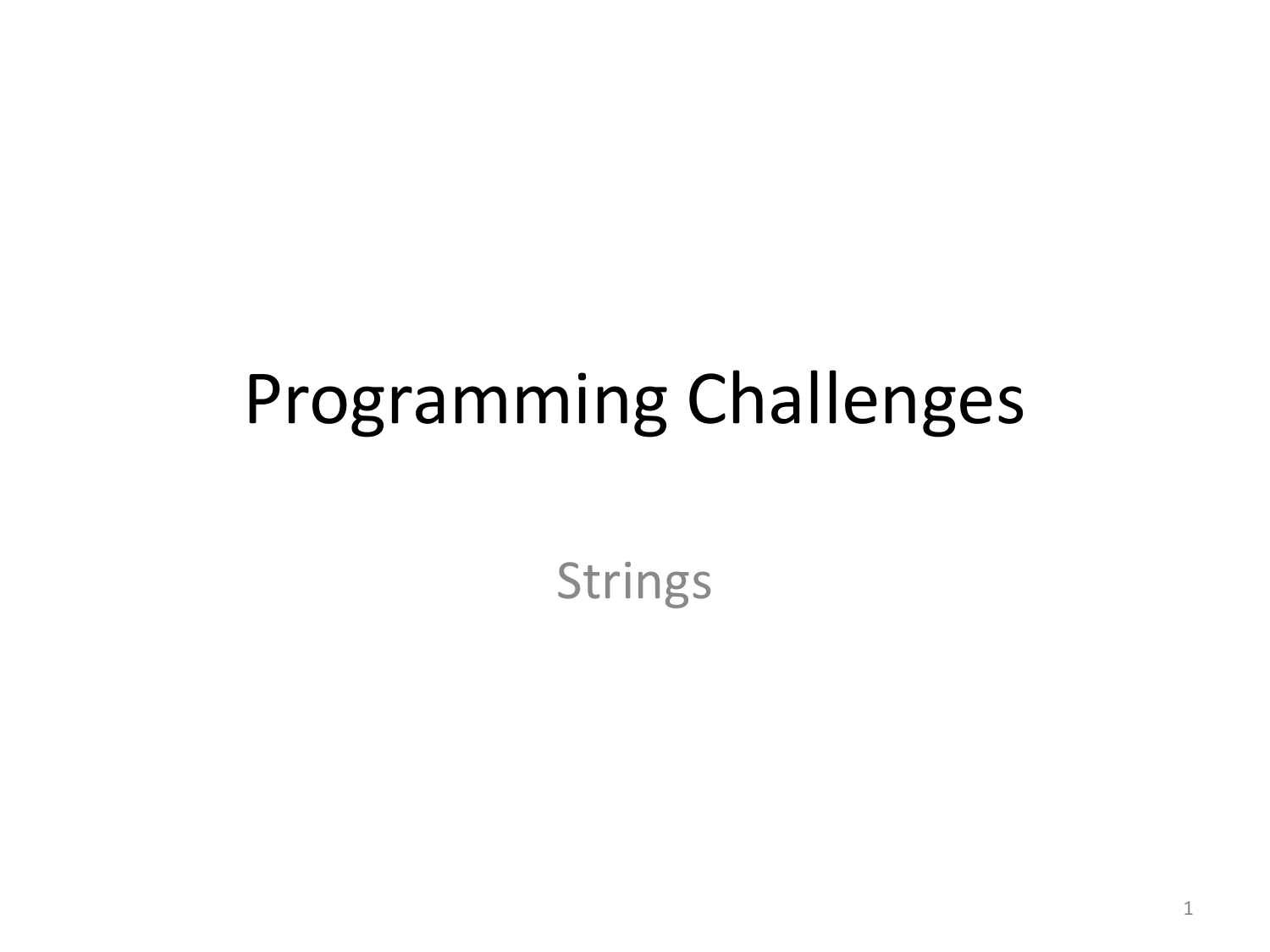# Programming Challenges

Strings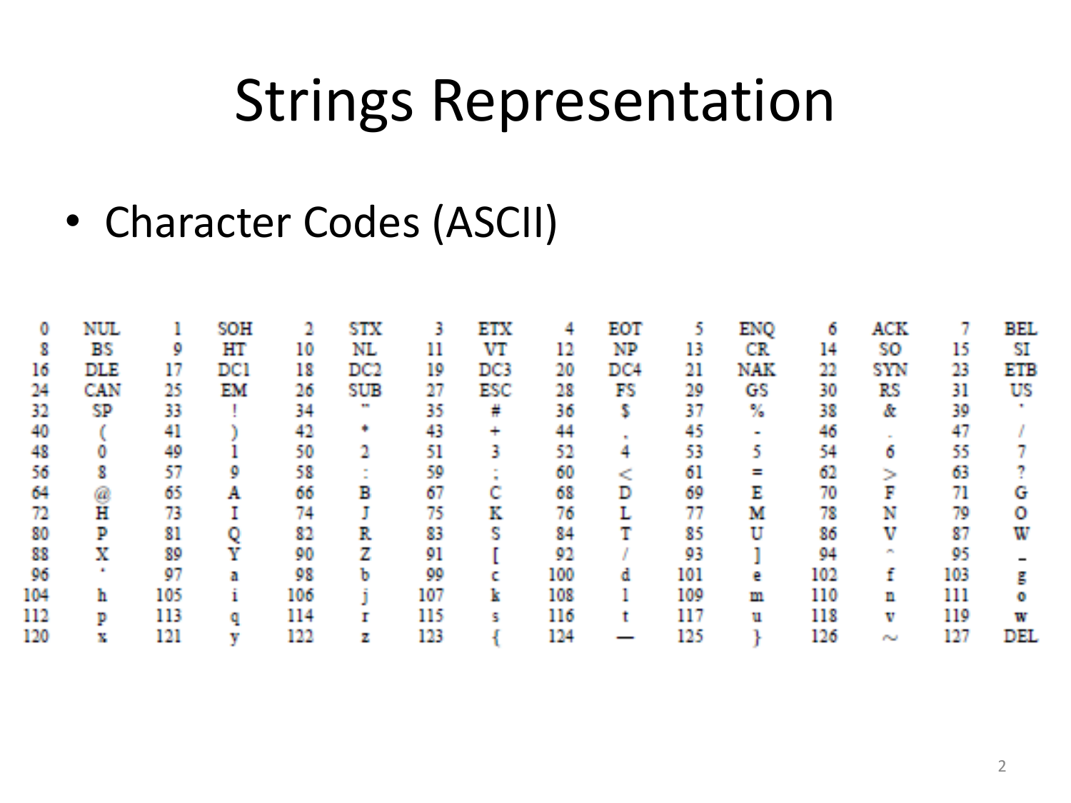# Strings Representation

- Character Codes (ASCII)

| | | | | | | | | | | | | | | | |
|---|---|---|---|---|---|---|---|---|---|---|---|---|---|---|---|
| 0 | NUL | 1 | SOH | 2 | STX | 3 | ETX | 4 | EOT | 5 | ENQ | 6 | ACK | 7 | BEL |
| 8 | BS | 9 | HT | 10 | NL | 11 | VT | 12 | NP | 13 | CR | 14 | SO | 15 | SI |
| 16 | DLE | 17 | DC1 | 18 | DC2 | 19 | DC3 | 20 | DC4 | 21 | NAK | 22 | SYN | 23 | ETB |
| 24 | CAN | 25 | EM | 26 | SUB | 27 | ESC | 28 | FS | 29 | GS | 30 | RS | 31 | US |
| 32 | SP | 33 | ! | 34 | " | 35 | # | 36 | $ | 37 | % | 38 | & | 39 | ' |
| 40 | ( | 41 | ) | 42 | * | 43 | + | 44 | , | 45 | - | 46 | . | 47 | / |
| 48 | 0 | 49 | 1 | 50 | 2 | 51 | 3 | 52 | 4 | 53 | 5 | 54 | 6 | 55 | 7 |
| 56 | 8 | 57 | 9 | 58 | : | 59 | ; | 60 | < | 61 | = | 62 | > | 63 | ? |
| 64 | @ | 65 | A | 66 | B | 67 | C | 68 | D | 69 | E | 70 | F | 71 | G |
| 72 | H | 73 | I | 74 | J | 75 | K | 76 | L | 77 | M | 78 | N | 79 | O |
| 80 | P | 81 | Q | 82 | R | 83 | S | 84 | T | 85 | U | 86 | V | 87 | W |
| 88 | X | 89 | Y | 90 | Z | 91 | [ | 92 | / | 93 | ] | 94 | ^ | 95 | _ |
| 96 | ` | 97 | a | 98 | b | 99 | c | 100 | d | 101 | e | 102 | f | 103 | g |
| 104 | h | 105 | i | 106 | j | 107 | k | 108 | l | 109 | m | 110 | n | 111 | o |
| 112 | p | 113 | q | 114 | r | 115 | s | 116 | t | 117 | u | 118 | v | 119 | w |
| 120 | x | 121 | y | 122 | z | 123 | { | 124 | — | 125 | } | 126 | ~ | 127 | DEL |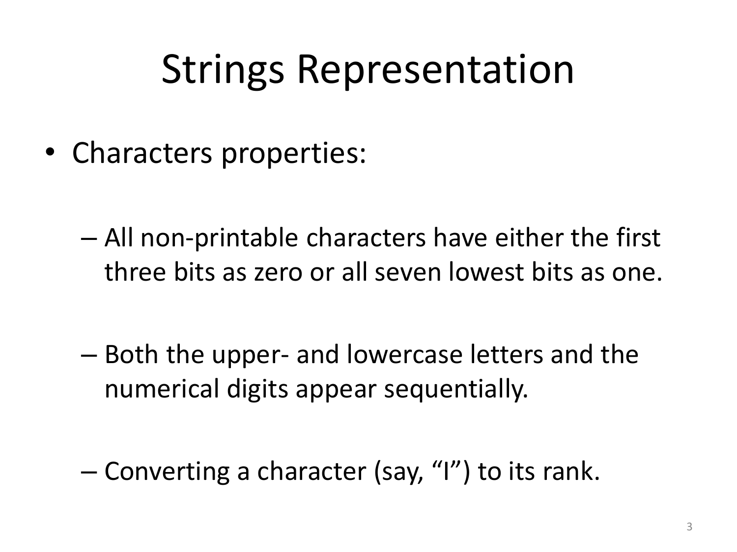# Strings Representation

- Characters properties:
  - All non-printable characters have either the first three bits as zero or all seven lowest bits as one.
  - Both the upper- and lowercase letters and the numerical digits appear sequentially.
  - Converting a character (say, “I”) to its rank.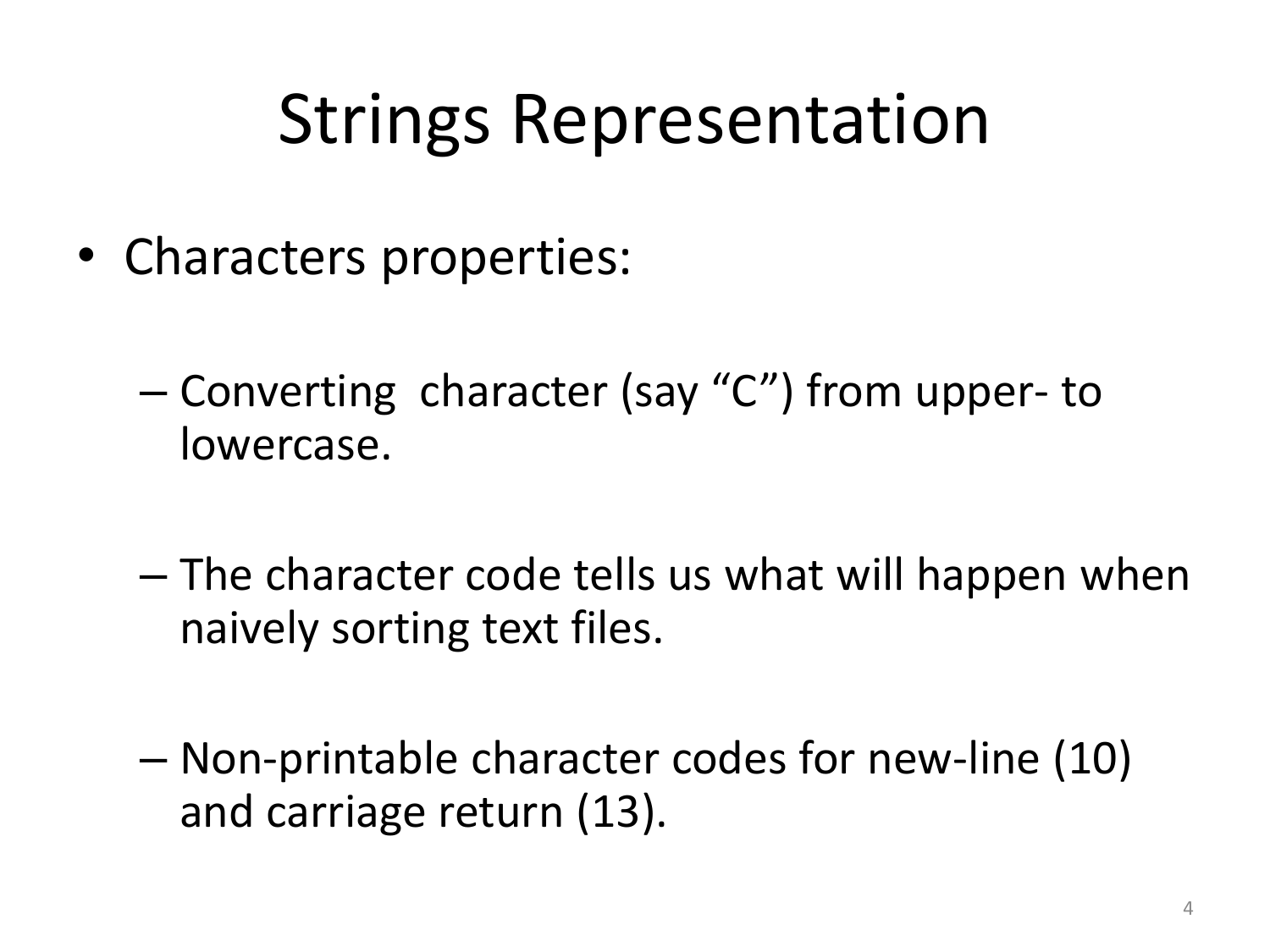# Strings Representation

- Characters properties:
  - Converting  character (say “C”) from upper- to lowercase.
  - The character code tells us what will happen when naively sorting text files.
  - Non-printable character codes for new-line (10) and carriage return (13).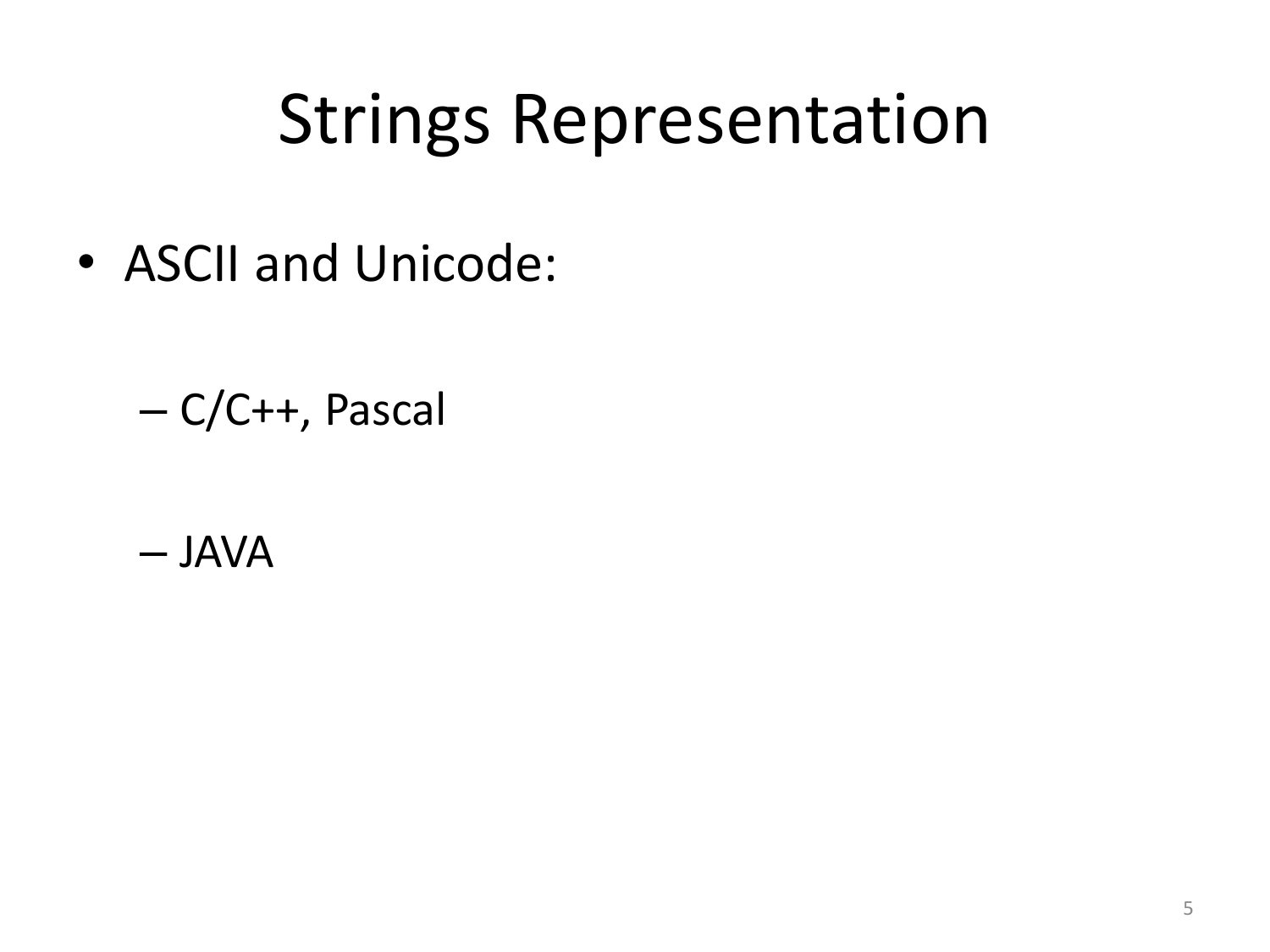# Strings Representation

- ASCII and Unicode:
  - C/C++, Pascal
  - JAVA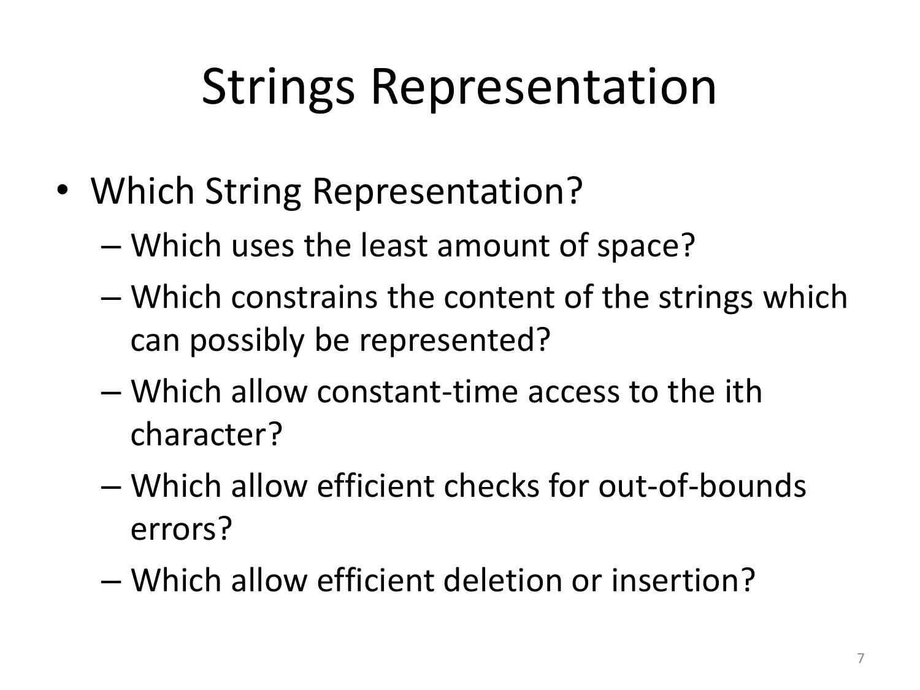# Strings Representation

- Which String Representation?
  - Which uses the least amount of space?
  - Which constrains the content of the strings which can possibly be represented?
  - Which allow constant-time access to the ith character?
  - Which allow efficient checks for out-of-bounds errors?
  - Which allow efficient deletion or insertion?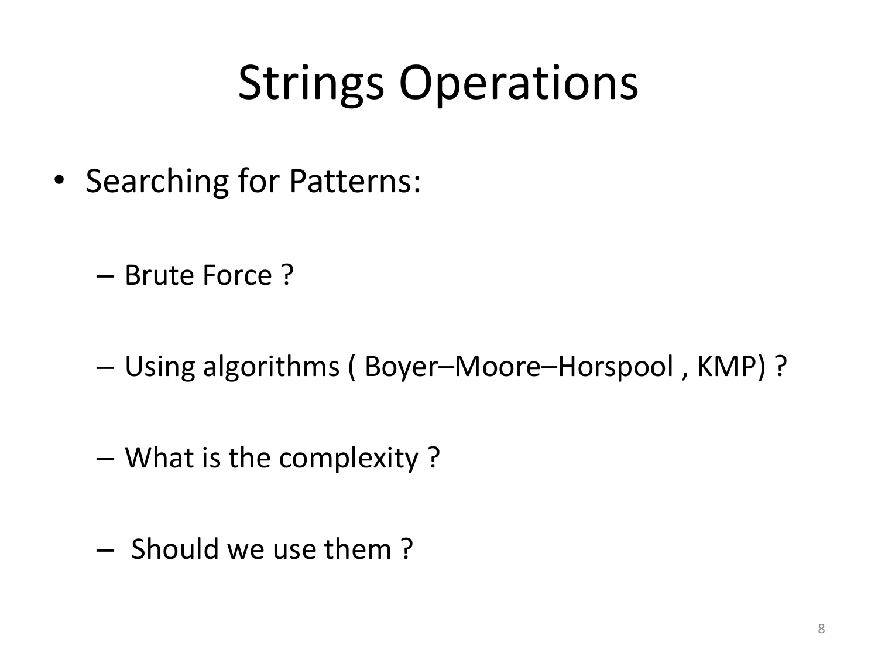# Strings Operations

- Searching for Patterns:
  - Brute Force ?
  - Using algorithms ( Boyer–Moore–Horspool , KMP) ?
  - What is the complexity ?
  - Should we use them ?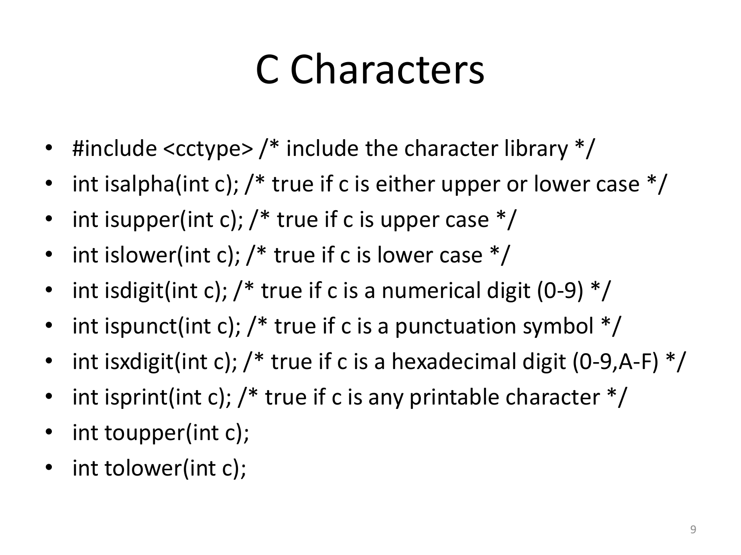# C Characters

- #include <cctype> /* include the character library */
- int isalpha(int c); /* true if c is either upper or lower case */
- int isupper(int c); /* true if c is upper case */
- int islower(int c); /* true if c is lower case */
- int isdigit(int c); /* true if c is a numerical digit (0-9) */
- int ispunct(int c); /* true if c is a punctuation symbol */
- int isxdigit(int c); /* true if c is a hexadecimal digit (0-9,A-F) */
- int isprint(int c); /* true if c is any printable character */
- int toupper(int c);
- int tolower(int c);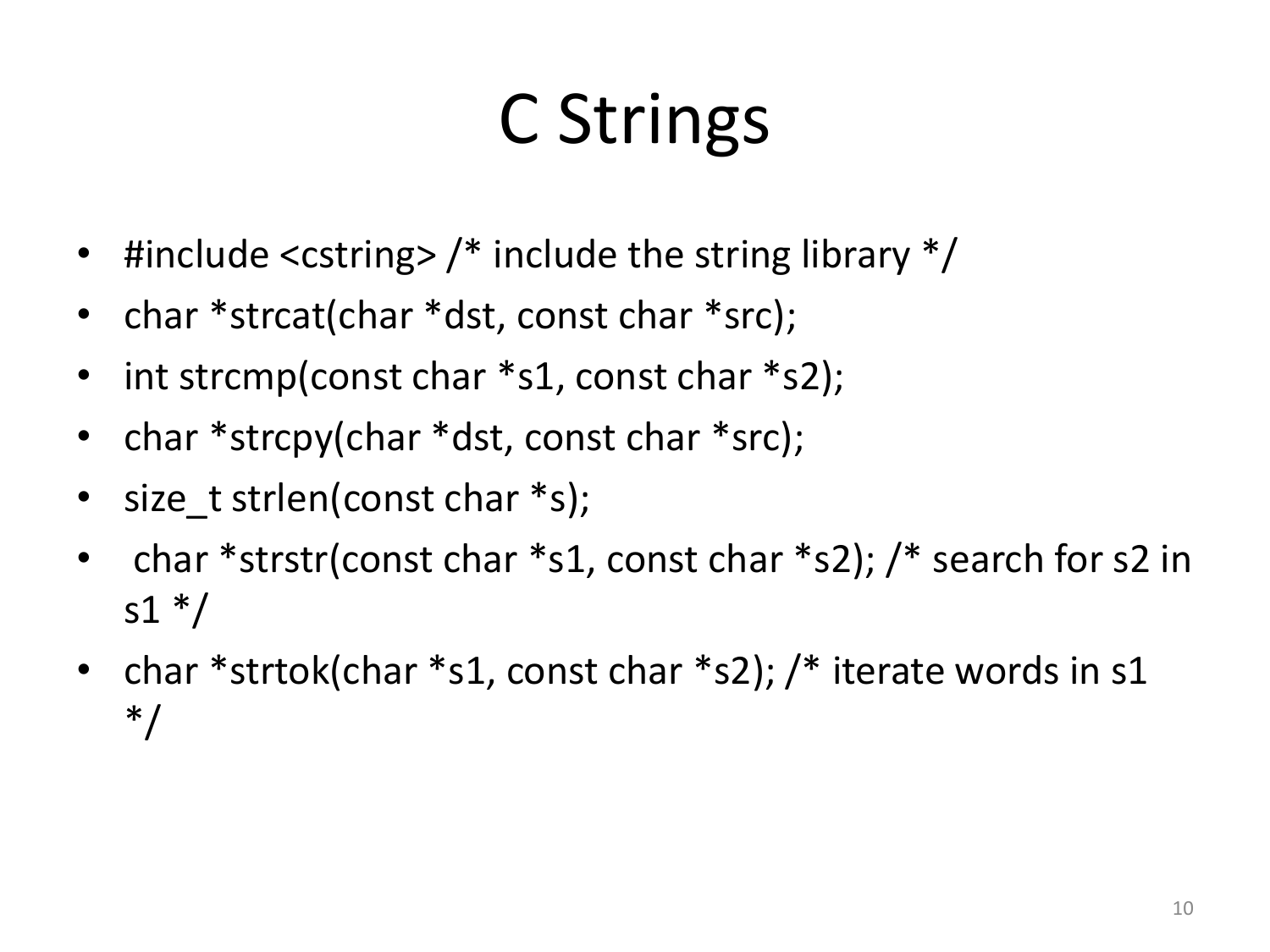# C Strings

- #include <cstring> /* include the string library */
- char *strcat(char *dst, const char *src);
- int strcmp(const char *s1, const char *s2);
- char *strcpy(char *dst, const char *src);
- size_t strlen(const char *s);
- char *strstr(const char *s1, const char *s2); /* search for s2 in s1 */
- char *strtok(char *s1, const char *s2); /* iterate words in s1 */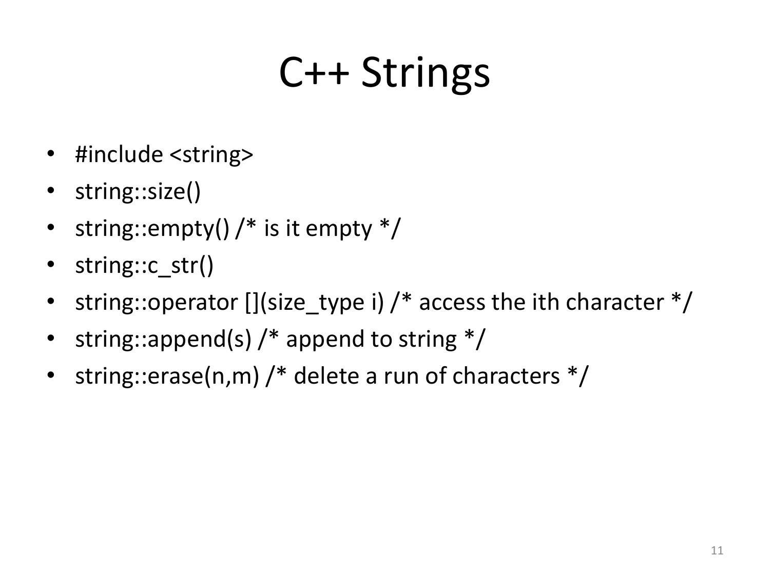# C++ Strings

- #include <string>
- string::size()
- string::empty() /* is it empty */
- string::c_str()
- string::operator [](size_type i) /* access the ith character */
- string::append(s) /* append to string */
- string::erase(n,m) /* delete a run of characters */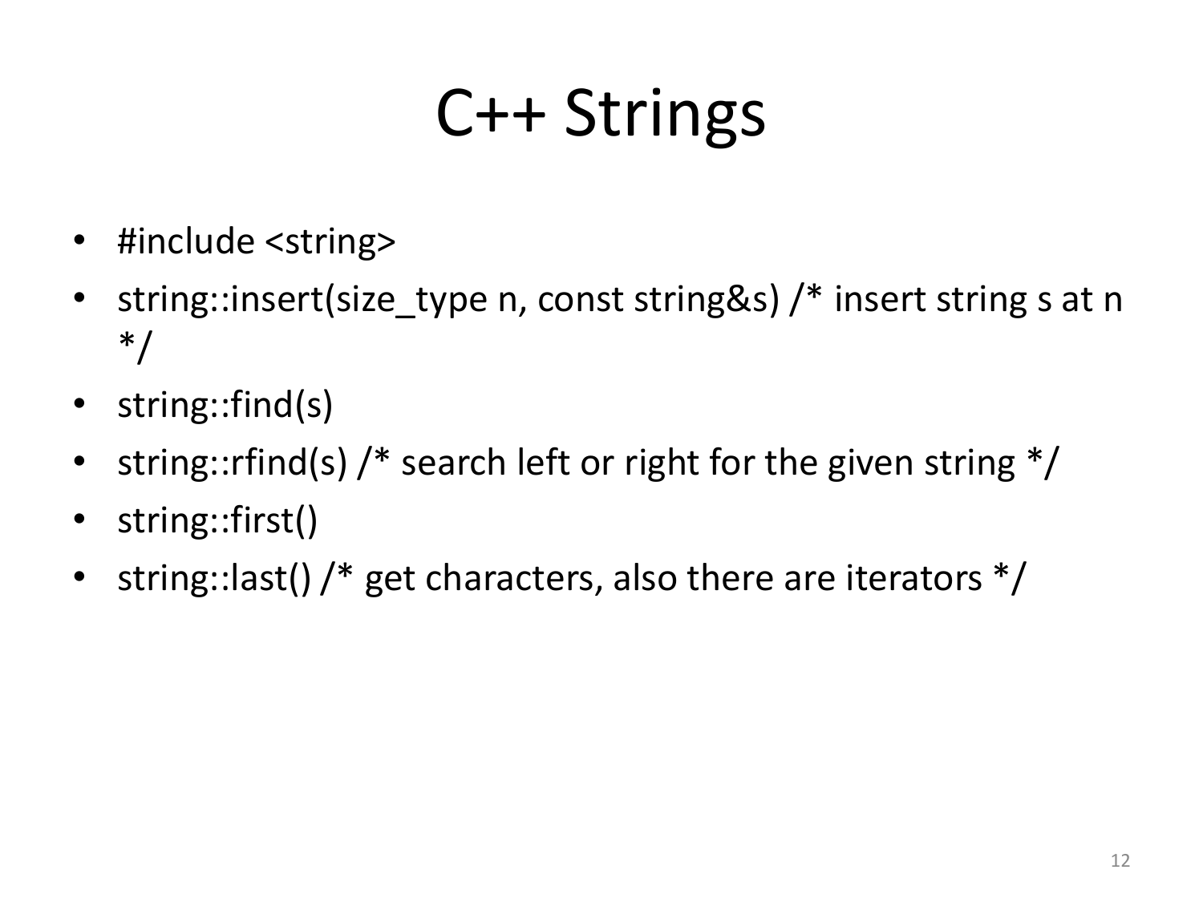# C++ Strings

- #include <string>
- string::insert(size_type n, const string&s) /* insert string s at n */
- string::find(s)
- string::rfind(s) /* search left or right for the given string */
- string::first()
- string::last() /* get characters, also there are iterators */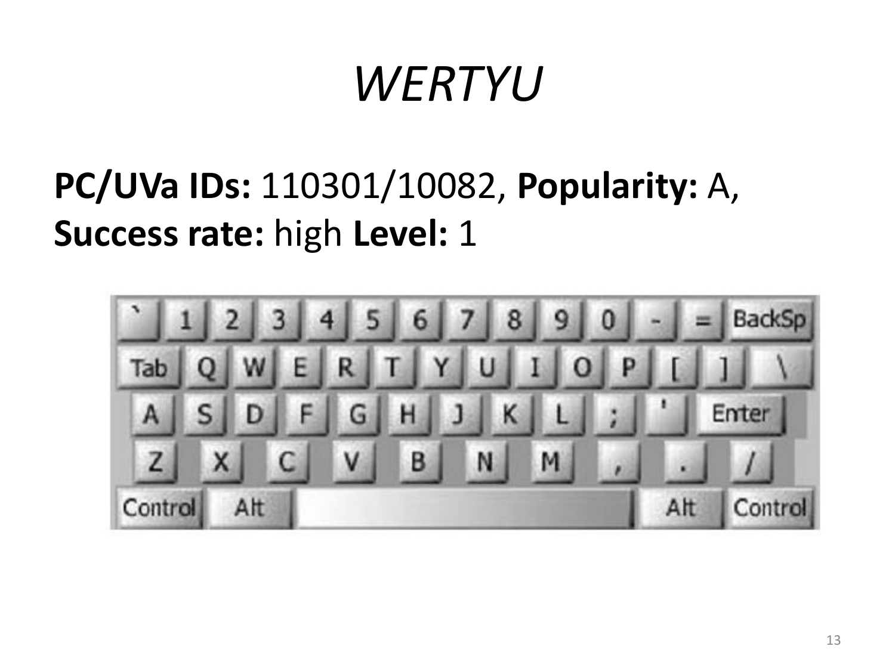# *WERTYU*

**PC/UVa IDs:** 110301/10082, **Popularity:** A, **Success rate:** high **Level:** 1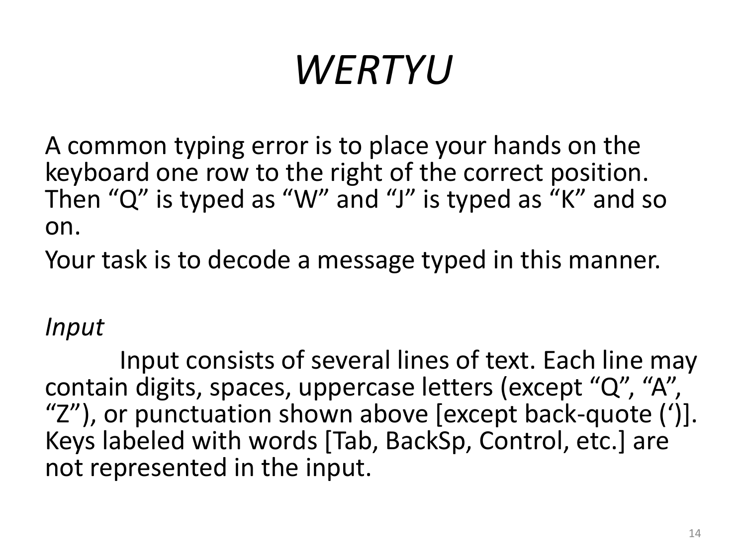# *WERTYU*

A common typing error is to place your hands on the keyboard one row to the right of the correct position. Then "Q" is typed as "W" and "J" is typed as "K" and so on.

Your task is to decode a message typed in this manner.

*Input*

Input consists of several lines of text. Each line may contain digits, spaces, uppercase letters (except "Q", "A", "Z"), or punctuation shown above [except back-quote (')]. Keys labeled with words [Tab, BackSp, Control, etc.] are not represented in the input.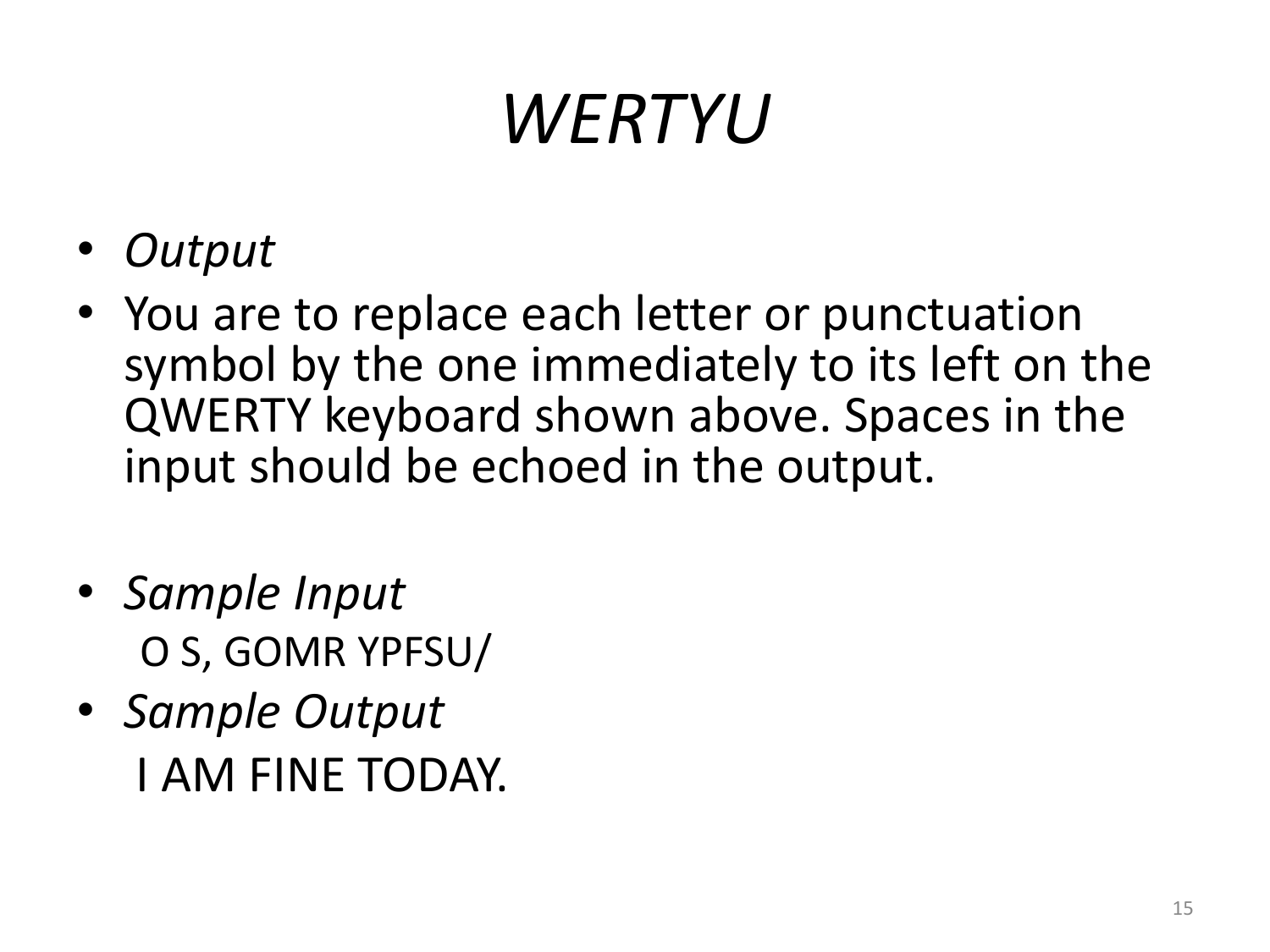# *WERTYU*

- *Output*
- You are to replace each letter or punctuation symbol by the one immediately to its left on the QWERTY keyboard shown above. Spaces in the input should be echoed in the output.

- *Sample Input*

  O S, GOMR YPFSU/
- *Sample Output*

  I AM FINE TODAY.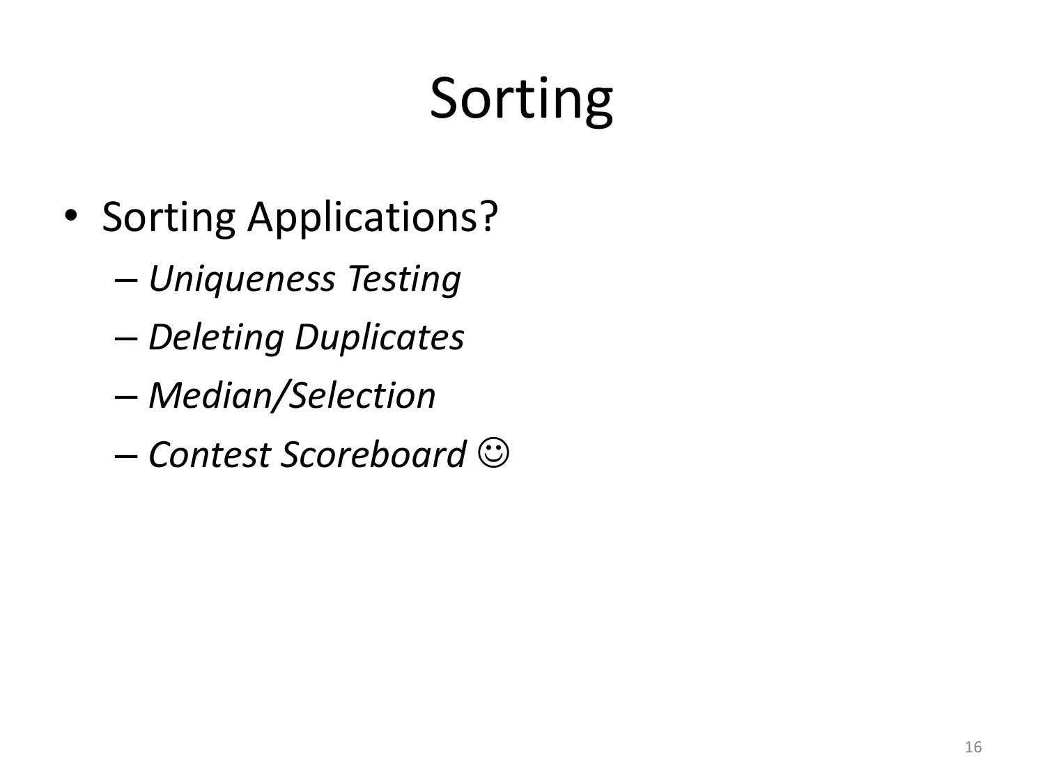# Sorting

- Sorting Applications?
  - *Uniqueness Testing*
  - *Deleting Duplicates*
  - *Median/Selection*
  - *Contest Scoreboard* ☺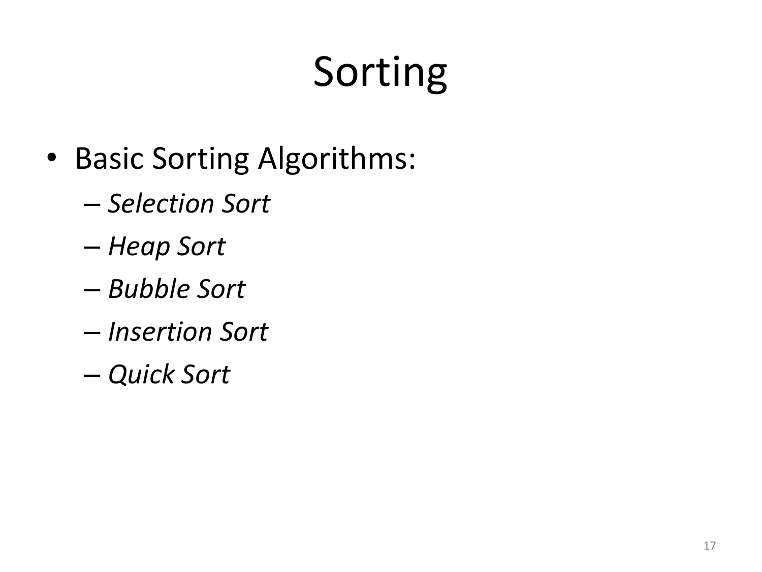# Sorting

- Basic Sorting Algorithms:
  - *Selection Sort*
  - *Heap Sort*
  - *Bubble Sort*
  - *Insertion Sort*
  - *Quick Sort*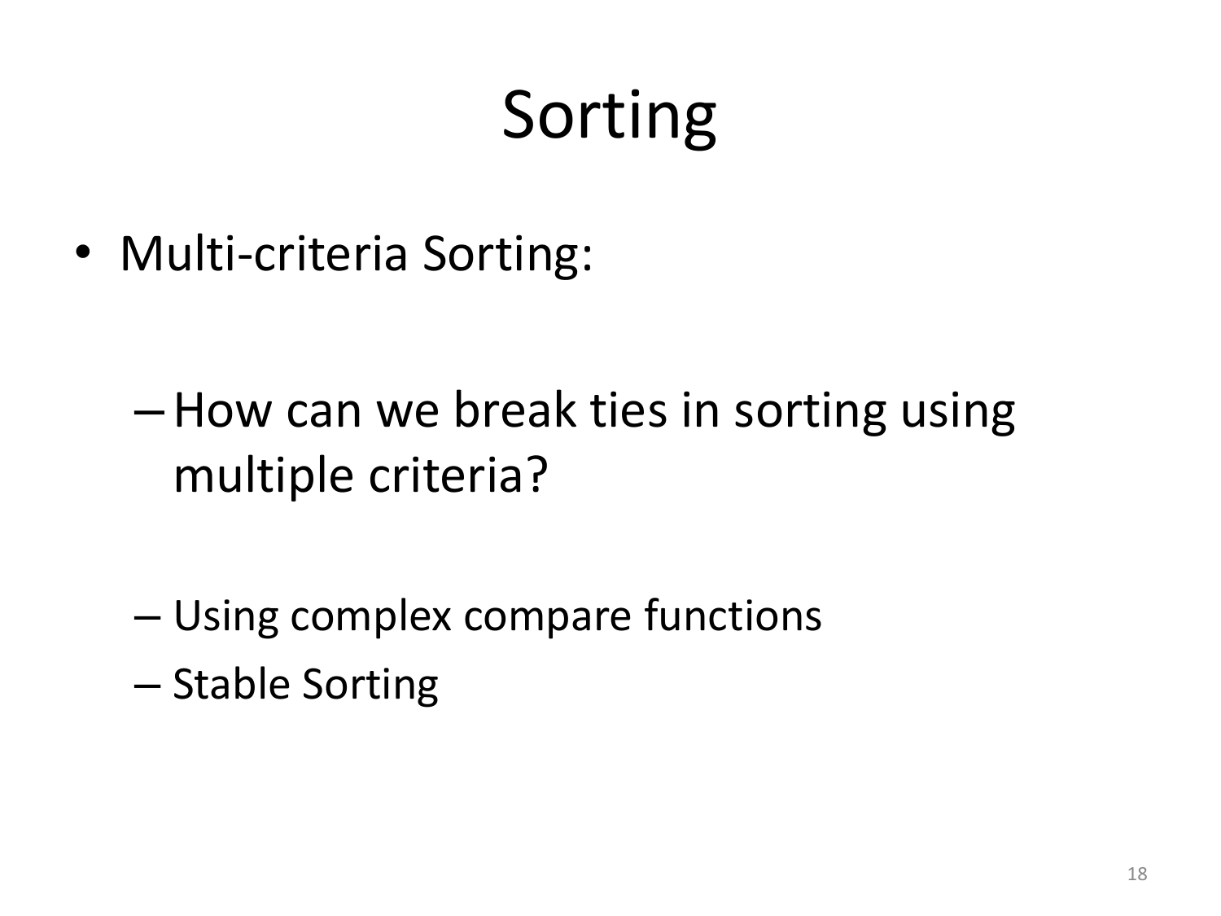# Sorting

- Multi-criteria Sorting:
  - How can we break ties in sorting using multiple criteria?
  - Using complex compare functions
  - Stable Sorting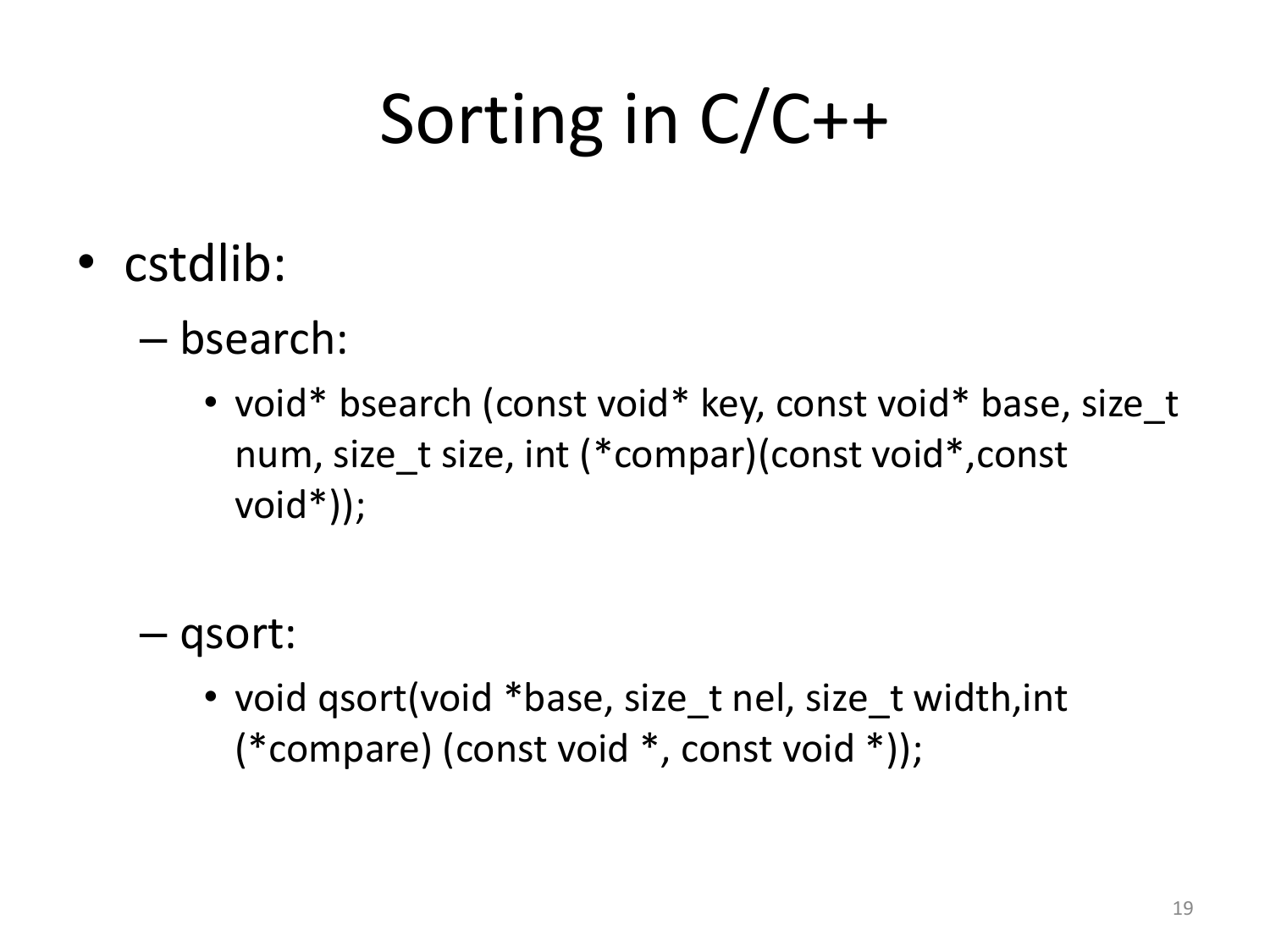# Sorting in C/C++

- cstdlib:
  - bsearch:
    - void* bsearch (const void* key, const void* base, size_t num, size_t size, int (*compar)(const void*,const void*));
  - qsort:
    - void qsort(void *base, size_t nel, size_t width,int (*compare) (const void *, const void *));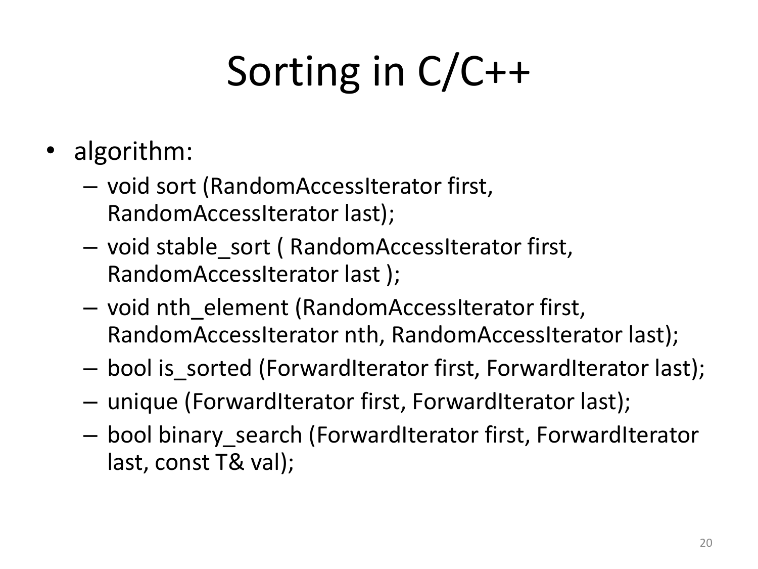# Sorting in C/C++

- algorithm:
  - void sort (RandomAccessIterator first, RandomAccessIterator last);
  - void stable_sort ( RandomAccessIterator first, RandomAccessIterator last );
  - void nth_element (RandomAccessIterator first, RandomAccessIterator nth, RandomAccessIterator last);
  - bool is_sorted (ForwardIterator first, ForwardIterator last);
  - unique (ForwardIterator first, ForwardIterator last);
  - bool binary_search (ForwardIterator first, ForwardIterator last, const T& val);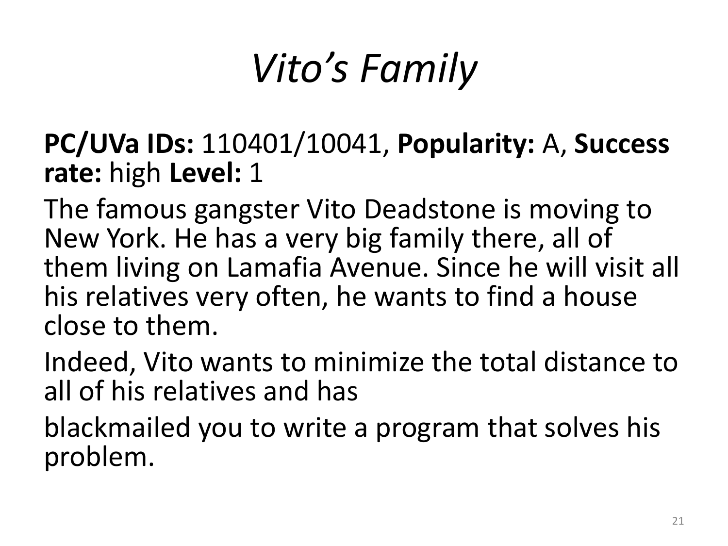# *Vito's Family*

**PC/UVa IDs:** 110401/10041, **Popularity:** A, **Success rate:** high **Level:** 1

The famous gangster Vito Deadstone is moving to New York. He has a very big family there, all of them living on Lamafia Avenue. Since he will visit all his relatives very often, he wants to find a house close to them.

Indeed, Vito wants to minimize the total distance to all of his relatives and has

blackmailed you to write a program that solves his problem.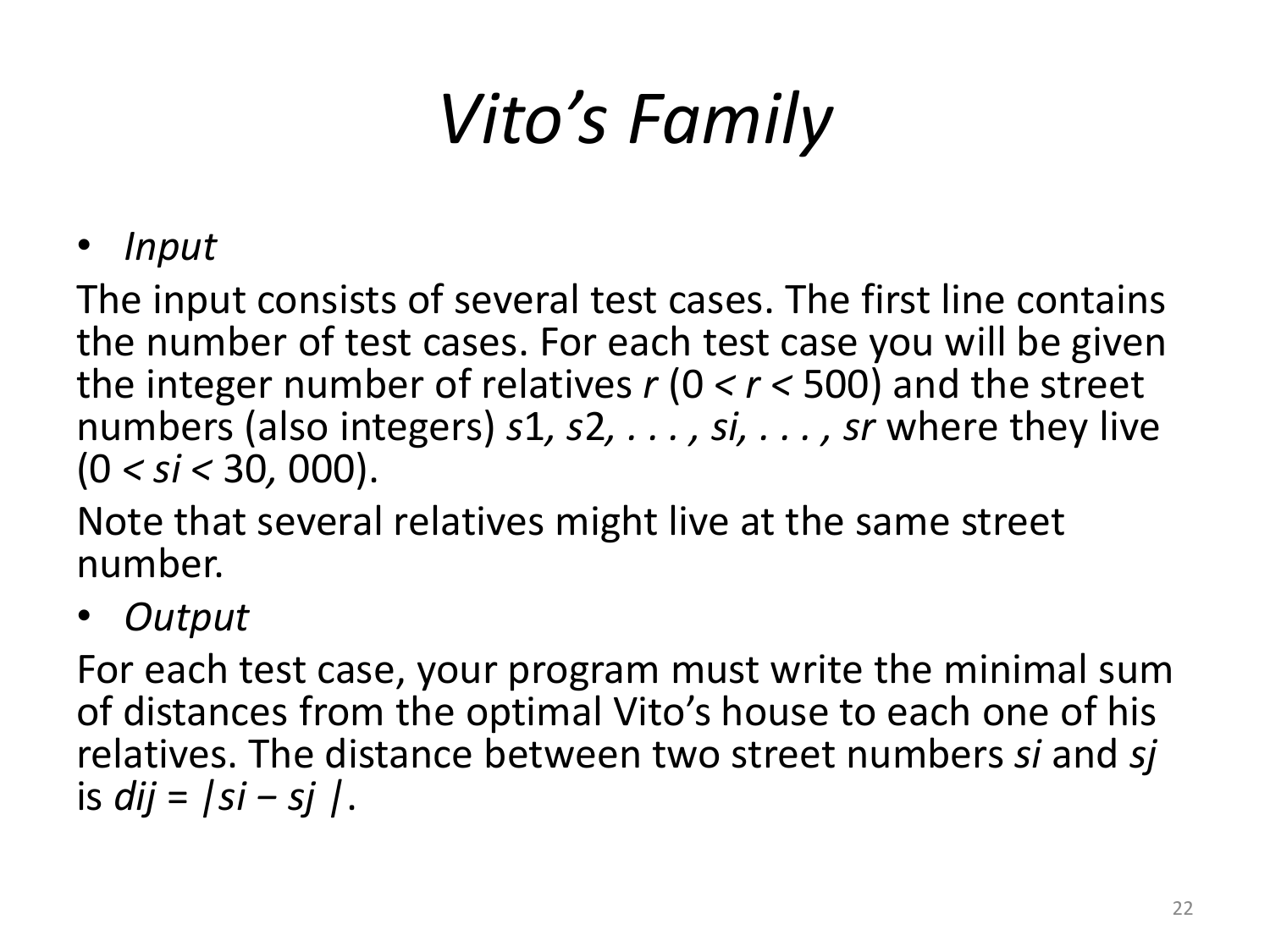# *Vito's Family*

- *Input*

The input consists of several test cases. The first line contains the number of test cases. For each test case you will be given the integer number of relatives $r$ ($0 < r < 500$) and the street numbers (also integers) $s1, s2, \ldots, si, \ldots, sr$ where they live ($0 < si < 30,000$).

Note that several relatives might live at the same street number.

- *Output*

For each test case, your program must write the minimal sum of distances from the optimal Vito's house to each one of his relatives. The distance between two street numbers $si$ and $sj$ is $dij = |si - sj|$.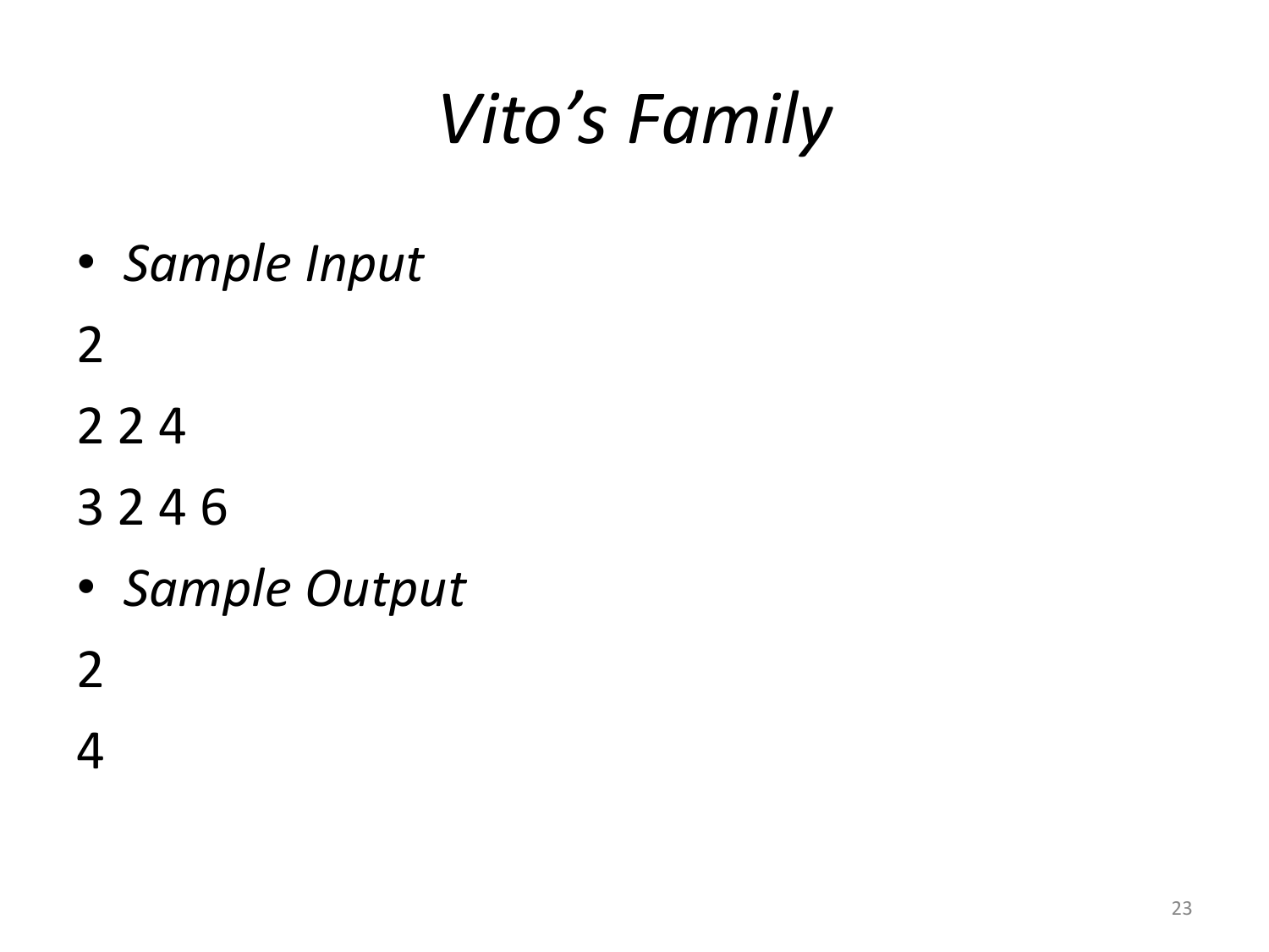# *Vito's Family*

- *Sample Input*

2

2 2 4

3 2 4 6

- *Sample Output*

2

4